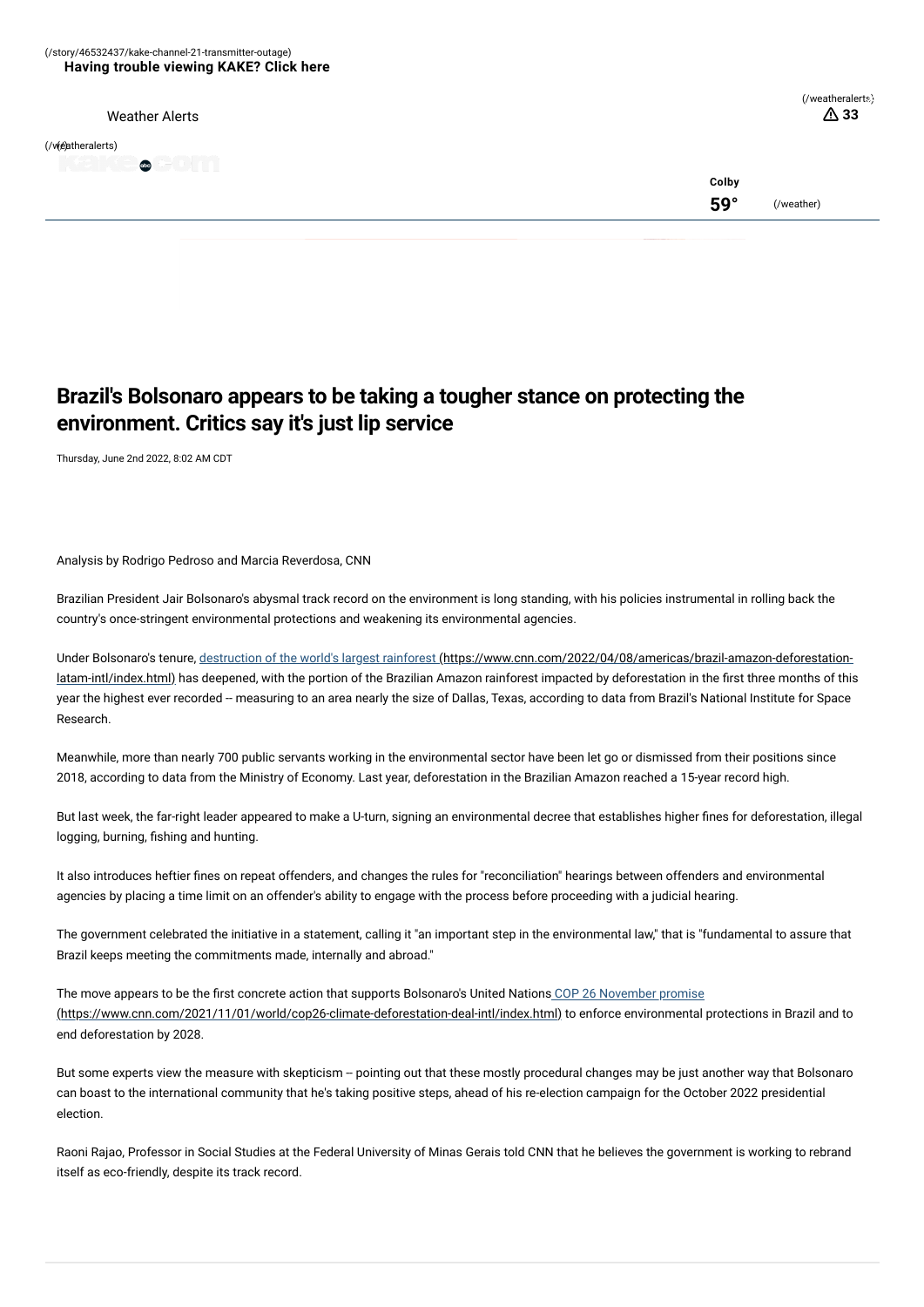# Brazil's Bolsonaro appears to be taking a tougher stance on protecting the environment. Critics say it's just lip service

Thursday, June 2nd 2022, 8:02 AM CDT

Analysis by Rodrigo Pedroso and Marcia Reverdosa, CNN

Brazilian President Jair Bolsonaro's abysmal track record on the environment is long standing, with his policies instrumental in rolling back the country's once-stringent environmental protections and weakening its environmental agencies.

Under Bolsonaro's tenure, [destruction of the world's largest rainforest](https://www.cnn.com/2022/04/08/americas/brazil-amazon-deforestation-latam-intl/index.html) (https://www.cnn.com/2022/04/08/americas/brazil-amazon-deforestation-latam-intl/index.html) has deepened, with the portion of the Brazilian Amazon rainforest impacted by deforestation in the first three months of this year the highest ever recorded -- measuring to an area nearly the size of Dallas, Texas, according to data from Brazil's National Institute for Space Research.

Meanwhile, more than nearly 700 public servants working in the environmental sector have been let go or dismissed from their positions since 2018, according to data from the Ministry of Economy. Last year, deforestation in the Brazilian Amazon reached a 15-year record high.

But last week, the far-right leader appeared to make a U-turn, signing an environmental decree that establishes higher fines for deforestation, illegal logging, burning, fishing and hunting.

It also introduces heftier fines on repeat offenders, and changes the rules for "reconciliation" hearings between offenders and environmental agencies by placing a time limit on an offender's ability to engage with the process before proceeding with a judicial hearing.

The government celebrated the initiative in a statement, calling it "an important step in the environmental law," that is "fundamental to assure that Brazil keeps meeting the commitments made, internally and abroad."

The move appears to be the first concrete action that supports Bolsonaro's United Nations [COP 26 November promise](https://www.cnn.com/2021/11/01/world/cop26-climate-deforestation-deal-intl/index.html) (https://www.cnn.com/2021/11/01/world/cop26-climate-deforestation-deal-intl/index.html) to enforce environmental protections in Brazil and to end deforestation by 2028.

But some experts view the measure with skepticism -- pointing out that these mostly procedural changes may be just another way that Bolsonaro can boast to the international community that he's taking positive steps, ahead of his re-election campaign for the October 2022 presidential election.

Raoni Rajao, Professor in Social Studies at the Federal University of Minas Gerais told CNN that he believes the government is working to rebrand itself as eco-friendly, despite its track record.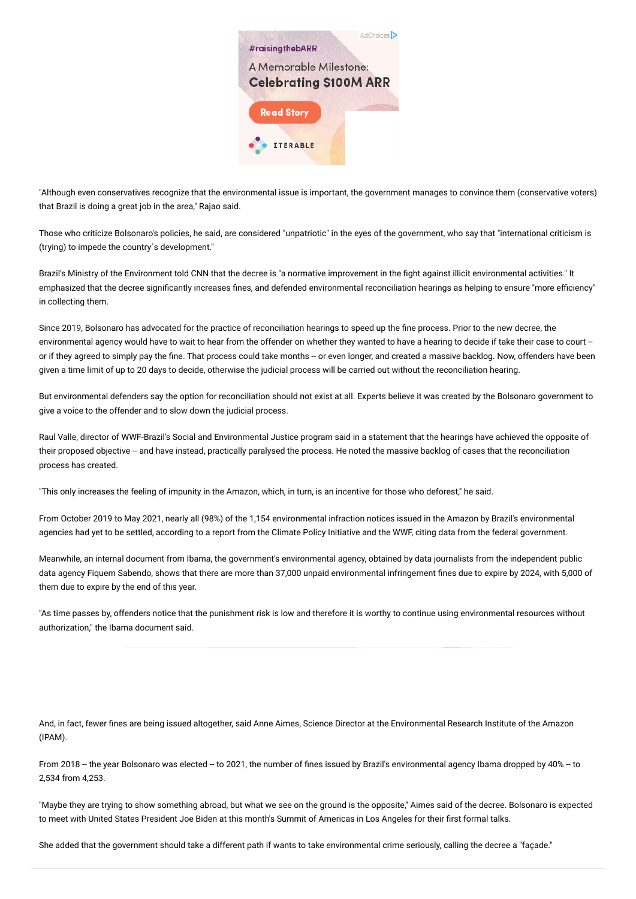"Although even conservatives recognize that the environmental issue is important, the government manages to convince them (conservative voters) that Brazil is doing a great job in the area," Rajao said.

Those who criticize Bolsonaro's policies, he said, are considered "unpatriotic" in the eyes of the government, who say that "international criticism is (trying) to impede the country´s development."

Brazil's Ministry of the Environment told CNN that the decree is "a normative improvement in the fight against illicit environmental activities." It emphasized that the decree significantly increases fines, and defended environmental reconciliation hearings as helping to ensure "more efficiency" in collecting them.

Since 2019, Bolsonaro has advocated for the practice of reconciliation hearings to speed up the fine process. Prior to the new decree, the environmental agency would have to wait to hear from the offender on whether they wanted to have a hearing to decide if take their case to court -- or if they agreed to simply pay the fine. That process could take months -- or even longer, and created a massive backlog. Now, offenders have been given a time limit of up to 20 days to decide, otherwise the judicial process will be carried out without the reconciliation hearing.

But environmental defenders say the option for reconciliation should not exist at all. Experts believe it was created by the Bolsonaro government to give a voice to the offender and to slow down the judicial process.

Raul Valle, director of WWF-Brazil's Social and Environmental Justice program said in a statement that the hearings have achieved the opposite of their proposed objective -- and have instead, practically paralysed the process. He noted the massive backlog of cases that the reconciliation process has created.

"This only increases the feeling of impunity in the Amazon, which, in turn, is an incentive for those who deforest," he said.

From October 2019 to May 2021, nearly all (98%) of the 1,154 environmental infraction notices issued in the Amazon by Brazil's environmental agencies had yet to be settled, according to a report from the Climate Policy Initiative and the WWF, citing data from the federal government.

Meanwhile, an internal document from Ibama, the government's environmental agency, obtained by data journalists from the independent public data agency Fiquem Sabendo, shows that there are more than 37,000 unpaid environmental infringement fines due to expire by 2024, with 5,000 of them due to expire by the end of this year.

"As time passes by, offenders notice that the punishment risk is low and therefore it is worthy to continue using environmental resources without authorization," the Ibama document said.

And, in fact, fewer fines are being issued altogether, said Anne Aimes, Science Director at the Environmental Research Institute of the Amazon (IPAM).

From 2018 -- the year Bolsonaro was elected -- to 2021, the number of fines issued by Brazil's environmental agency Ibama dropped by 40% -- to 2,534 from 4,253.

"Maybe they are trying to show something abroad, but what we see on the ground is the opposite," Aimes said of the decree. Bolsonaro is expected to meet with United States President Joe Biden at this month's Summit of Americas in Los Angeles for their first formal talks.

She added that the government should take a different path if wants to take environmental crime seriously, calling the decree a "façade."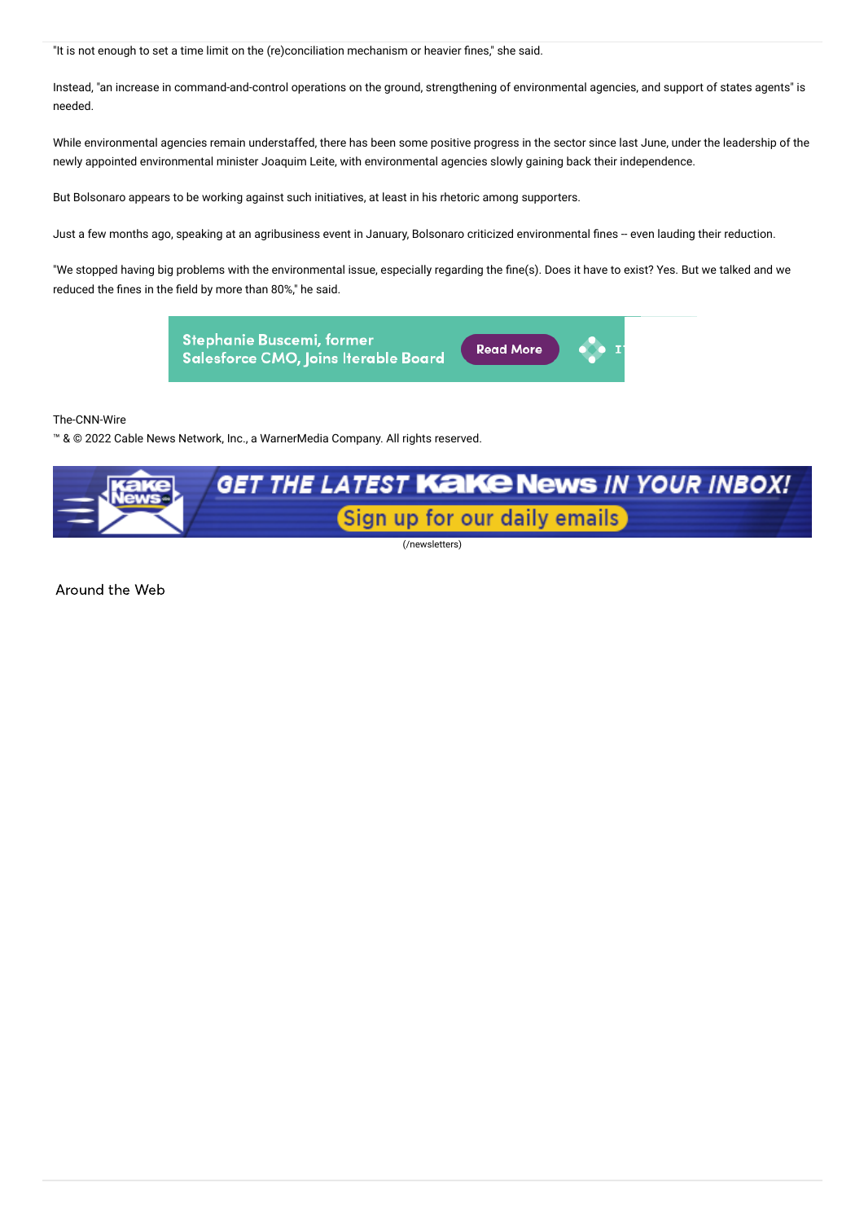"It is not enough to set a time limit on the (re)conciliation mechanism or heavier fines," she said.

Instead, "an increase in command-and-control operations on the ground, strengthening of environmental agencies, and support of states agents" is needed.

While environmental agencies remain understaffed, there has been some positive progress in the sector since last June, under the leadership of the newly appointed environmental minister Joaquim Leite, with environmental agencies slowly gaining back their independence.

But Bolsonaro appears to be working against such initiatives, at least in his rhetoric among supporters.

Just a few months ago, speaking at an agribusiness event in January, Bolsonaro criticized environmental fines -- even lauding their reduction.

"We stopped having big problems with the environmental issue, especially regarding the fine(s). Does it have to exist? Yes. But we talked and we reduced the fines in the field by more than 80%," he said.

Stephanie Buscemi, former Salesforce CMO, Joins Iterable Board

Read More

The-CNN-Wire

™ & © 2022 Cable News Network, Inc., a WarnerMedia Company. All rights reserved.

GET THE LATEST KAKE News IN YOUR INBOX!

Sign up for our daily emails

(/newsletters)

Around the Web